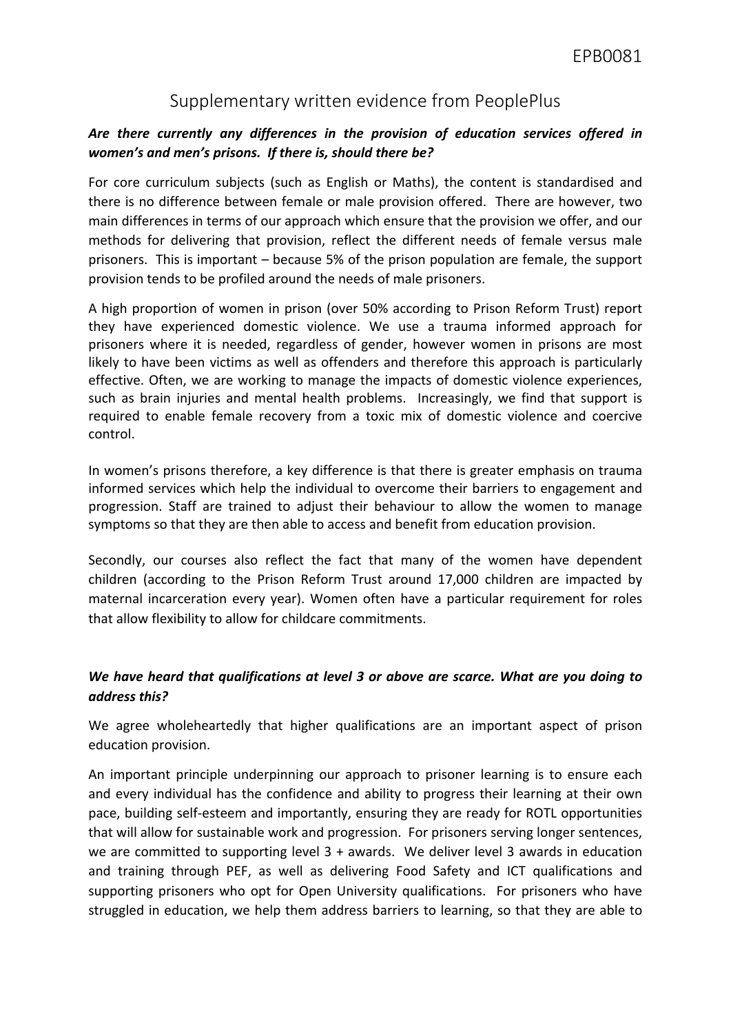EPB0081

# Supplementary written evidence from PeoplePlus

***Are there currently any differences in the provision of education services offered in women's and men's prisons. If there is, should there be?***

For core curriculum subjects (such as English or Maths), the content is standardised and there is no difference between female or male provision offered. There are however, two main differences in terms of our approach which ensure that the provision we offer, and our methods for delivering that provision, reflect the different needs of female versus male prisoners. This is important – because 5% of the prison population are female, the support provision tends to be profiled around the needs of male prisoners.

A high proportion of women in prison (over 50% according to Prison Reform Trust) report they have experienced domestic violence. We use a trauma informed approach for prisoners where it is needed, regardless of gender, however women in prisons are most likely to have been victims as well as offenders and therefore this approach is particularly effective. Often, we are working to manage the impacts of domestic violence experiences, such as brain injuries and mental health problems. Increasingly, we find that support is required to enable female recovery from a toxic mix of domestic violence and coercive control.

In women's prisons therefore, a key difference is that there is greater emphasis on trauma informed services which help the individual to overcome their barriers to engagement and progression. Staff are trained to adjust their behaviour to allow the women to manage symptoms so that they are then able to access and benefit from education provision.

Secondly, our courses also reflect the fact that many of the women have dependent children (according to the Prison Reform Trust around 17,000 children are impacted by maternal incarceration every year). Women often have a particular requirement for roles that allow flexibility to allow for childcare commitments.

***We have heard that qualifications at level 3 or above are scarce. What are you doing to address this?***

We agree wholeheartedly that higher qualifications are an important aspect of prison education provision.

An important principle underpinning our approach to prisoner learning is to ensure each and every individual has the confidence and ability to progress their learning at their own pace, building self-esteem and importantly, ensuring they are ready for ROTL opportunities that will allow for sustainable work and progression. For prisoners serving longer sentences, we are committed to supporting level 3 + awards. We deliver level 3 awards in education and training through PEF, as well as delivering Food Safety and ICT qualifications and supporting prisoners who opt for Open University qualifications. For prisoners who have struggled in education, we help them address barriers to learning, so that they are able to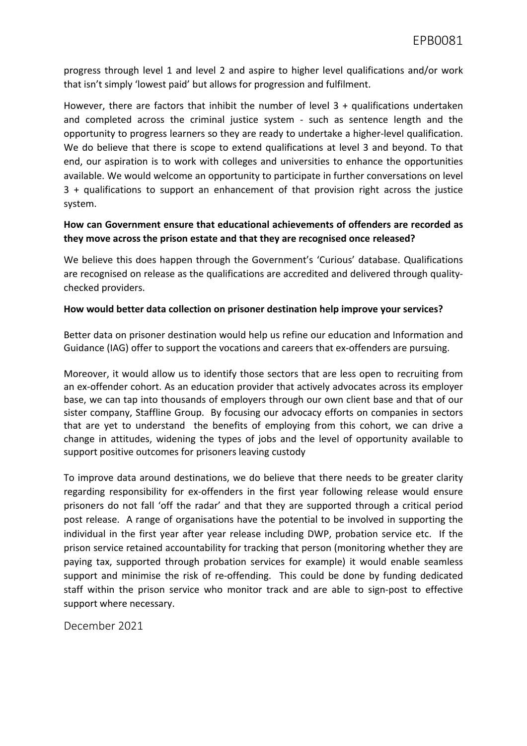progress through level 1 and level 2 and aspire to higher level qualifications and/or work that isn't simply 'lowest paid' but allows for progression and fulfilment.

However, there are factors that inhibit the number of level 3 + qualifications undertaken and completed across the criminal justice system - such as sentence length and the opportunity to progress learners so they are ready to undertake a higher-level qualification. We do believe that there is scope to extend qualifications at level 3 and beyond. To that end, our aspiration is to work with colleges and universities to enhance the opportunities available. We would welcome an opportunity to participate in further conversations on level 3 + qualifications to support an enhancement of that provision right across the justice system.

**How can Government ensure that educational achievements of offenders are recorded as they move across the prison estate and that they are recognised once released?**

We believe this does happen through the Government's 'Curious' database. Qualifications are recognised on release as the qualifications are accredited and delivered through quality-checked providers.

**How would better data collection on prisoner destination help improve your services?**

Better data on prisoner destination would help us refine our education and Information and Guidance (IAG) offer to support the vocations and careers that ex-offenders are pursuing.

Moreover, it would allow us to identify those sectors that are less open to recruiting from an ex-offender cohort. As an education provider that actively advocates across its employer base, we can tap into thousands of employers through our own client base and that of our sister company, Staffline Group. By focusing our advocacy efforts on companies in sectors that are yet to understand the benefits of employing from this cohort, we can drive a change in attitudes, widening the types of jobs and the level of opportunity available to support positive outcomes for prisoners leaving custody

To improve data around destinations, we do believe that there needs to be greater clarity regarding responsibility for ex-offenders in the first year following release would ensure prisoners do not fall 'off the radar' and that they are supported through a critical period post release. A range of organisations have the potential to be involved in supporting the individual in the first year after year release including DWP, probation service etc. If the prison service retained accountability for tracking that person (monitoring whether they are paying tax, supported through probation services for example) it would enable seamless support and minimise the risk of re-offending. This could be done by funding dedicated staff within the prison service who monitor track and are able to sign-post to effective support where necessary.

December 2021